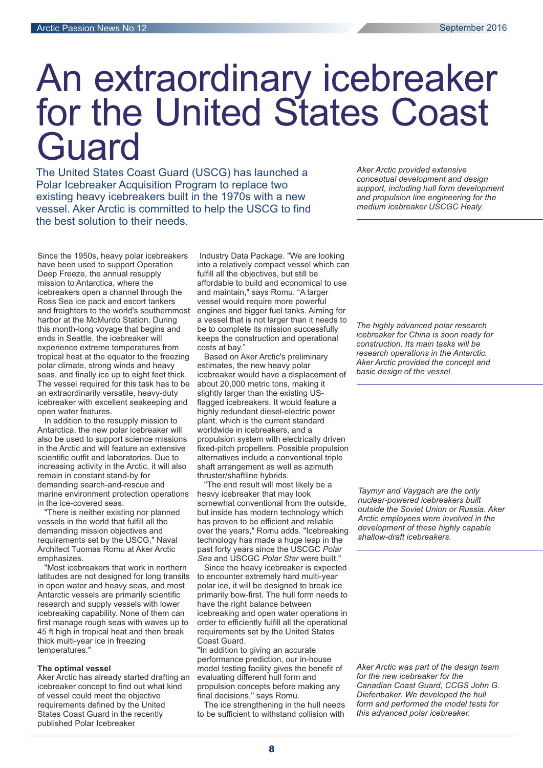# An extraordinary icebreaker for the United States Coast Guard

The United States Coast Guard (USCG) has launched a Polar Icebreaker Acquisition Program to replace two existing heavy icebreakers built in the 1970s with a new vessel. Aker Arctic is committed to help the USCG to find the best solution to their needs.

Since the 1950s, heavy polar icebreakers have been used to support Operation Deep Freeze, the annual resupply mission to Antarctica, where the icebreakers open a channel through the Ross Sea ice pack and escort tankers and freighters to the world's southernmost harbor at the McMurdo Station. During this month-long voyage that begins and ends in Seattle, the icebreaker will experience extreme temperatures from tropical heat at the equator to the freezing polar climate, strong winds and heavy seas, and finally ice up to eight feet thick. The vessel required for this task has to be an extraordinarily versatile, heavy-duty icebreaker with excellent seakeeping and open water features.

In addition to the resupply mission to Antarctica, the new polar icebreaker will also be used to support science missions in the Arctic and will feature an extensive scientific outfit and laboratories. Due to increasing activity in the Arctic, it will also remain in constant stand-by for demanding search-and-rescue and marine environment protection operations in the ice-covered seas.

"There is neither existing nor planned vessels in the world that fulfill all the demanding mission objectives and requirements set by the USCG," Naval Architect Tuomas Romu at Aker Arctic emphasizes.

"Most icebreakers that work in northern latitudes are not designed for long transits in open water and heavy seas, and most Antarctic vessels are primarily scientific research and supply vessels with lower icebreaking capability. None of them can first manage rough seas with waves up to 45 ft high in tropical heat and then break thick multi-year ice in freezing temperatures."

**The optimal vessel**

Aker Arctic has already started drafting an icebreaker concept to find out what kind of vessel could meet the objective requirements defined by the United States Coast Guard in the recently published Polar Icebreaker Industry Data Package. "We are looking into a relatively compact vessel which can fulfill all the objectives, but still be affordable to build and economical to use and maintain," says Romu. "A larger vessel would require more powerful engines and bigger fuel tanks. Aiming for a vessel that is not larger than it needs to be to complete its mission successfully keeps the construction and operational costs at bay."

Based on Aker Arctic's preliminary estimates, the new heavy polar icebreaker would have a displacement of about 20,000 metric tons, making it slightly larger than the existing US-flagged icebreakers. It would feature a highly redundant diesel-electric power plant, which is the current standard worldwide in icebreakers, and a propulsion system with electrically driven fixed-pitch propellers. Possible propulsion alternatives include a conventional triple shaft arrangement as well as azimuth thruster/shaftline hybrids.

"The end result will most likely be a heavy icebreaker that may look somewhat conventional from the outside, but inside has modern technology which has proven to be efficient and reliable over the years," Romu adds. "Icebreaking technology has made a huge leap in the past forty years since the USCGC *Polar Sea* and USCGC *Polar Star* were built."

Since the heavy icebreaker is expected to encounter extremely hard multi-year polar ice, it will be designed to break ice primarily bow-first. The hull form needs to have the right balance between icebreaking and open water operations in order to efficiently fulfill all the operational requirements set by the United States Coast Guard.

"In addition to giving an accurate performance prediction, our in-house model testing facility gives the benefit of evaluating different hull form and propulsion concepts before making any final decisions," says Romu.

The ice strengthening in the hull needs to be sufficient to withstand collision with

*Aker Arctic provided extensive conceptual development and design support, including hull form development and propulsion line engineering for the medium icebreaker USCGC Healy.*

*The highly advanced polar research icebreaker for China is soon ready for construction. Its main tasks will be research operations in the Antarctic. Aker Arctic provided the concept and basic design of the vessel.*

*Taymyr and Vaygach are the only nuclear-powered icebreakers built outside the Soviet Union or Russia. Aker Arctic employees were involved in the development of these highly capable shallow-draft icebreakers.*

*Aker Arctic was part of the design team for the new icebreaker for the Canadian Coast Guard, CCGS John G. Diefenbaker. We developed the hull form and performed the model tests for this advanced polar icebreaker.*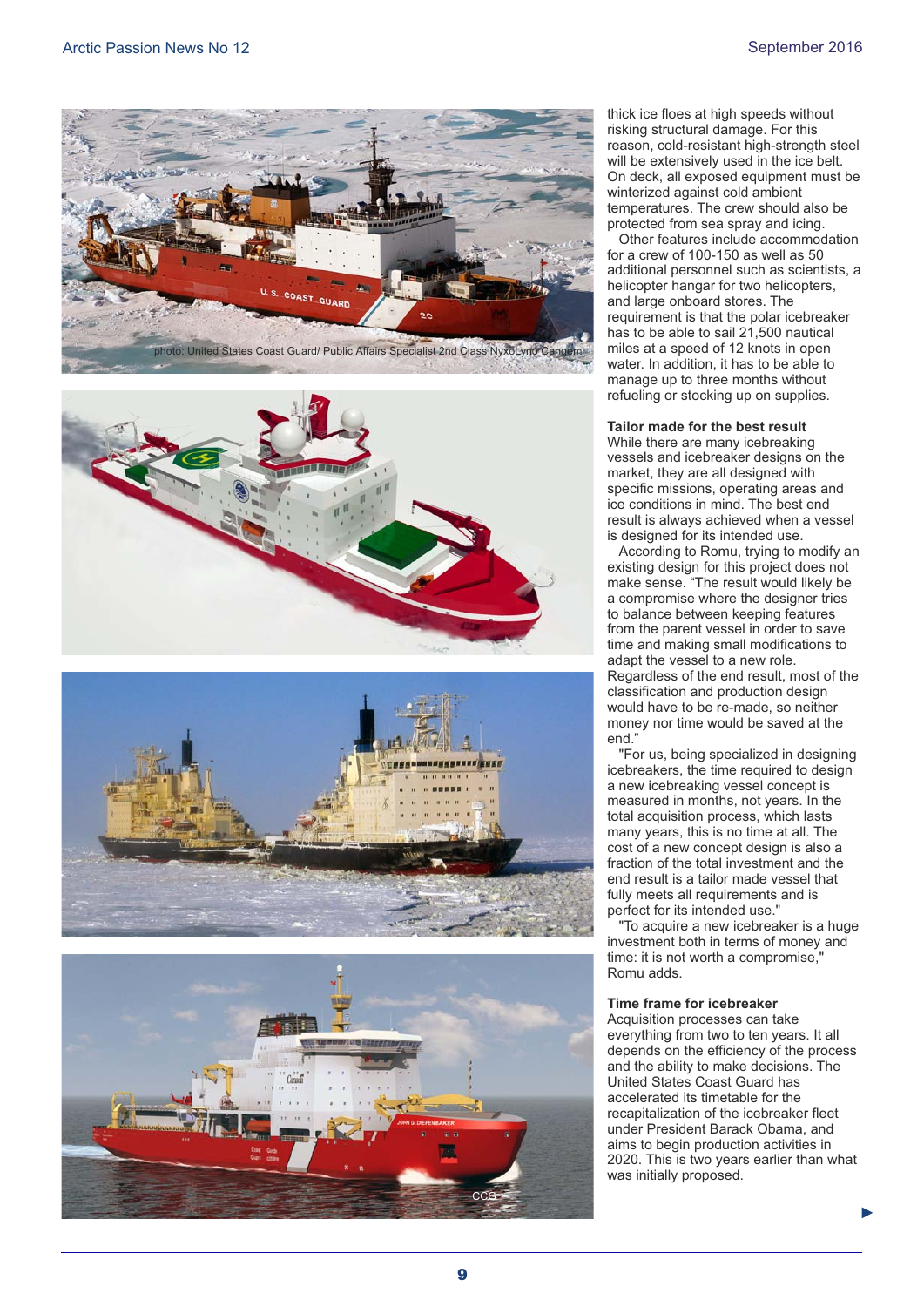photo: United States Coast Guard/ Public Affairs Specialist 2nd Class NyxoLyno Cangemi

CCG

thick ice floes at high speeds without risking structural damage. For this reason, cold-resistant high-strength steel will be extensively used in the ice belt. On deck, all exposed equipment must be winterized against cold ambient temperatures. The crew should also be protected from sea spray and icing.

Other features include accommodation for a crew of 100-150 as well as 50 additional personnel such as scientists, a helicopter hangar for two helicopters, and large onboard stores. The requirement is that the polar icebreaker has to be able to sail 21,500 nautical miles at a speed of 12 knots in open water. In addition, it has to be able to manage up to three months without refueling or stocking up on supplies.

**Tailor made for the best result**

While there are many icebreaking vessels and icebreaker designs on the market, they are all designed with specific missions, operating areas and ice conditions in mind. The best end result is always achieved when a vessel is designed for its intended use.

According to Romu, trying to modify an existing design for this project does not make sense. "The result would likely be a compromise where the designer tries to balance between keeping features from the parent vessel in order to save time and making small modifications to adapt the vessel to a new role. Regardless of the end result, most of the classification and production design would have to be re-made, so neither money nor time would be saved at the end."

"For us, being specialized in designing icebreakers, the time required to design a new icebreaking vessel concept is measured in months, not years. In the total acquisition process, which lasts many years, this is no time at all. The cost of a new concept design is also a fraction of the total investment and the end result is a tailor made vessel that fully meets all requirements and is perfect for its intended use."

"To acquire a new icebreaker is a huge investment both in terms of money and time: it is not worth a compromise," Romu adds.

**Time frame for icebreaker**

Acquisition processes can take everything from two to ten years. It all depends on the efficiency of the process and the ability to make decisions. The United States Coast Guard has accelerated its timetable for the recapitalization of the icebreaker fleet under President Barack Obama, and aims to begin production activities in 2020. This is two years earlier than what was initially proposed.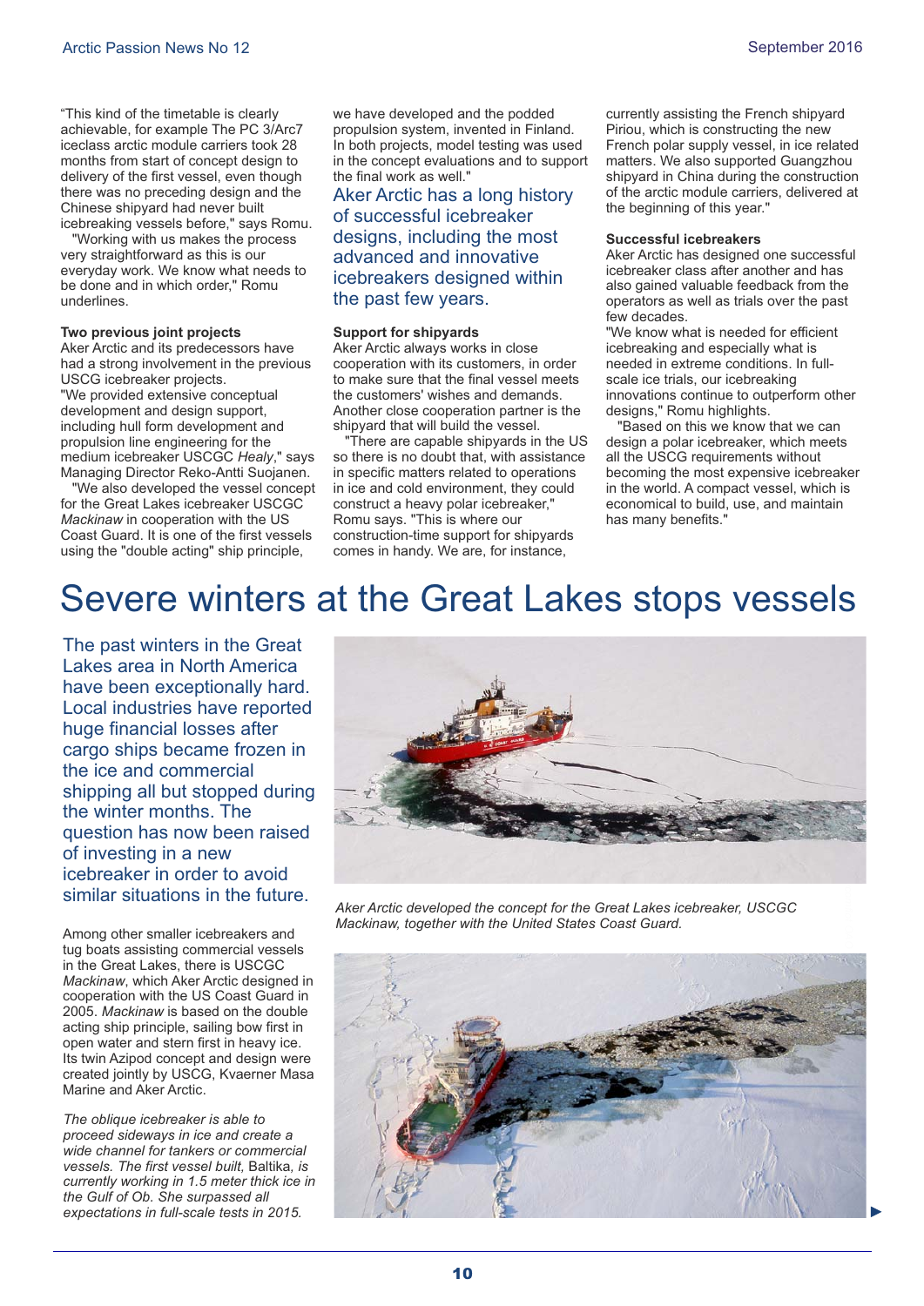"This kind of the timetable is clearly achievable, for example The PC 3/Arc7 iceclass arctic module carriers took 28 months from start of concept design to delivery of the first vessel, even though there was no preceding design and the Chinese shipyard had never built icebreaking vessels before," says Romu.

"Working with us makes the process very straightforward as this is our everyday work. We know what needs to be done and in which order," Romu underlines.

**Two previous joint projects**

Aker Arctic and its predecessors have had a strong involvement in the previous USCG icebreaker projects.

"We provided extensive conceptual development and design support, including hull form development and propulsion line engineering for the medium icebreaker USCGC *Healy*," says Managing Director Reko-Antti Suojanen.

"We also developed the vessel concept for the Great Lakes icebreaker USCGC *Mackinaw* in cooperation with the US Coast Guard. It is one of the first vessels using the "double acting" ship principle, we have developed and the podded propulsion system, invented in Finland. In both projects, model testing was used in the concept evaluations and to support the final work as well."

Aker Arctic has a long history of successful icebreaker designs, including the most advanced and innovative icebreakers designed within the past few years.

**Support for shipyards**

Aker Arctic always works in close cooperation with its customers, in order to make sure that the final vessel meets the customers' wishes and demands. Another close cooperation partner is the shipyard that will build the vessel.

"There are capable shipyards in the US so there is no doubt that, with assistance in specific matters related to operations in ice and cold environment, they could construct a heavy polar icebreaker," Romu says. "This is where our construction-time support for shipyards comes in handy. We are, for instance, currently assisting the French shipyard Piriou, which is constructing the new French polar supply vessel, in ice related matters. We also supported Guangzhou shipyard in China during the construction of the arctic module carriers, delivered at the beginning of this year."

**Successful icebreakers**

Aker Arctic has designed one successful icebreaker class after another and has also gained valuable feedback from the operators as well as trials over the past few decades.

"We know what is needed for efficient icebreaking and especially what is needed in extreme conditions. In full-scale ice trials, our icebreaking innovations continue to outperform other designs," Romu highlights.

"Based on this we know that we can design a polar icebreaker, which meets all the USCG requirements without becoming the most expensive icebreaker in the world. A compact vessel, which is economical to build, use, and maintain has many benefits."

# Severe winters at the Great Lakes stops vessels

The past winters in the Great Lakes area in North America have been exceptionally hard. Local industries have reported huge financial losses after cargo ships became frozen in the ice and commercial shipping all but stopped during the winter months. The question has now been raised of investing in a new icebreaker in order to avoid similar situations in the future.

Among other smaller icebreakers and tug boats assisting commercial vessels in the Great Lakes, there is USCGC *Mackinaw*, which Aker Arctic designed in cooperation with the US Coast Guard in 2005. *Mackinaw* is based on the double acting ship principle, sailing bow first in open water and stern first in heavy ice. Its twin Azipod concept and design were created jointly by USCG, Kvaerner Masa Marine and Aker Arctic.

*Aker Arctic developed the concept for the Great Lakes icebreaker, USCGC Mackinaw, together with the United States Coast Guard.*

*The oblique icebreaker is able to proceed sideways in ice and create a wide channel for tankers or commercial vessels. The first vessel built,* Baltika, *is currently working in 1.5 meter thick ice in the Gulf of Ob. She surpassed all expectations in full-scale tests in 2015.*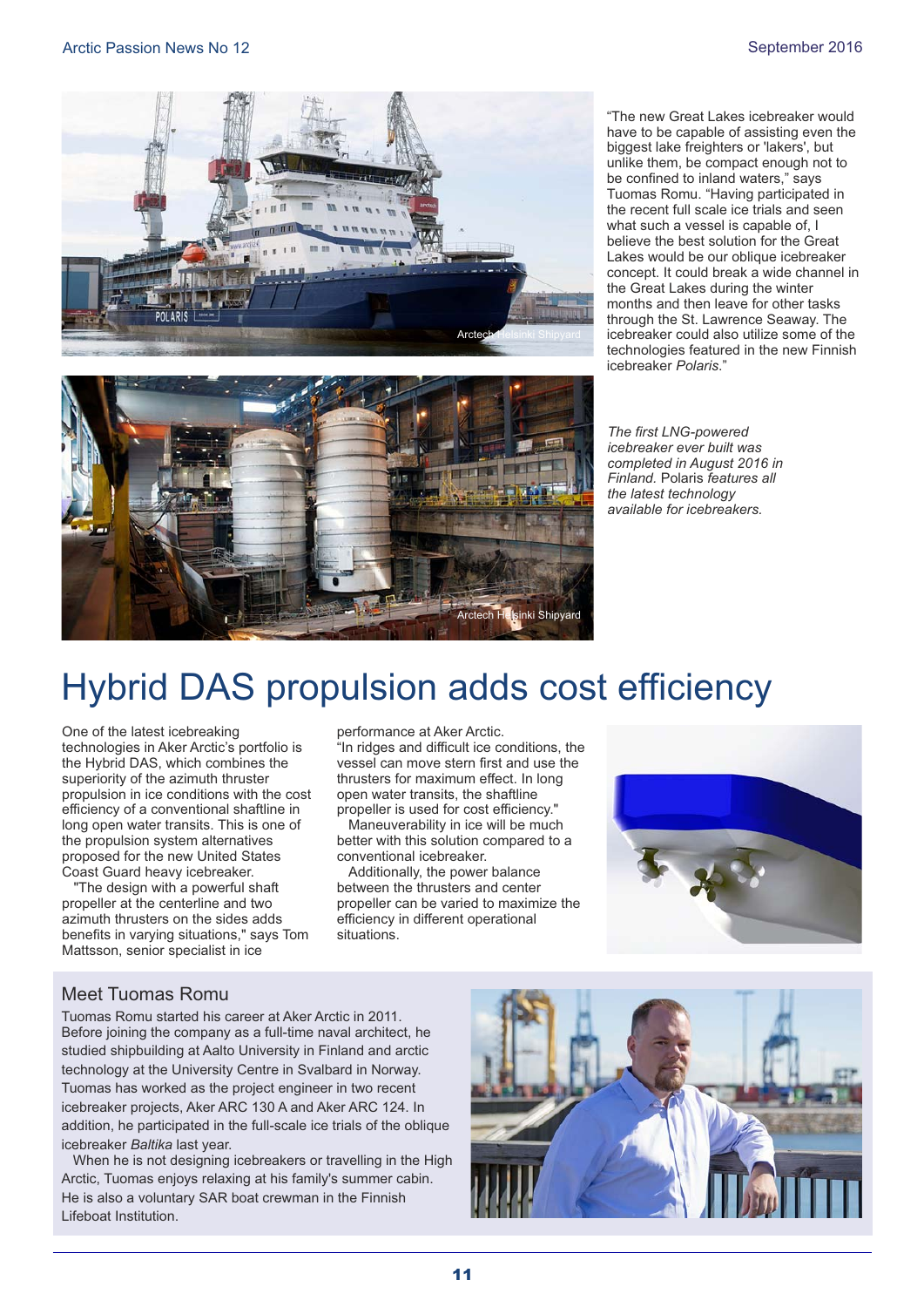"The new Great Lakes icebreaker would have to be capable of assisting even the biggest lake freighters or 'lakers', but unlike them, be compact enough not to be confined to inland waters," says Tuomas Romu. "Having participated in the recent full scale ice trials and seen what such a vessel is capable of, I believe the best solution for the Great Lakes would be our oblique icebreaker concept. It could break a wide channel in the Great Lakes during the winter months and then leave for other tasks through the St. Lawrence Seaway. The icebreaker could also utilize some of the technologies featured in the new Finnish icebreaker *Polaris*."

*The first LNG-powered icebreaker ever built was completed in August 2016 in Finland.* Polaris *features all the latest technology available for icebreakers.*

# Hybrid DAS propulsion adds cost efficiency

One of the latest icebreaking technologies in Aker Arctic's portfolio is the Hybrid DAS, which combines the superiority of the azimuth thruster propulsion in ice conditions with the cost efficiency of a conventional shaftline in long open water transits. This is one of the propulsion system alternatives proposed for the new United States Coast Guard heavy icebreaker.

"The design with a powerful shaft propeller at the centerline and two azimuth thrusters on the sides adds benefits in varying situations," says Tom Mattsson, senior specialist in ice performance at Aker Arctic. "In ridges and difficult ice conditions, the vessel can move stern first and use the thrusters for maximum effect. In long open water transits, the shaftline propeller is used for cost efficiency."

Maneuverability in ice will be much better with this solution compared to a conventional icebreaker.

Additionally, the power balance between the thrusters and center propeller can be varied to maximize the efficiency in different operational situations.

## Meet Tuomas Romu

Tuomas Romu started his career at Aker Arctic in 2011. Before joining the company as a full-time naval architect, he studied shipbuilding at Aalto University in Finland and arctic technology at the University Centre in Svalbard in Norway. Tuomas has worked as the project engineer in two recent icebreaker projects, Aker ARC 130 A and Aker ARC 124. In addition, he participated in the full-scale ice trials of the oblique icebreaker *Baltika* last year.

When he is not designing icebreakers or travelling in the High Arctic, Tuomas enjoys relaxing at his family's summer cabin. He is also a voluntary SAR boat crewman in the Finnish Lifeboat Institution.